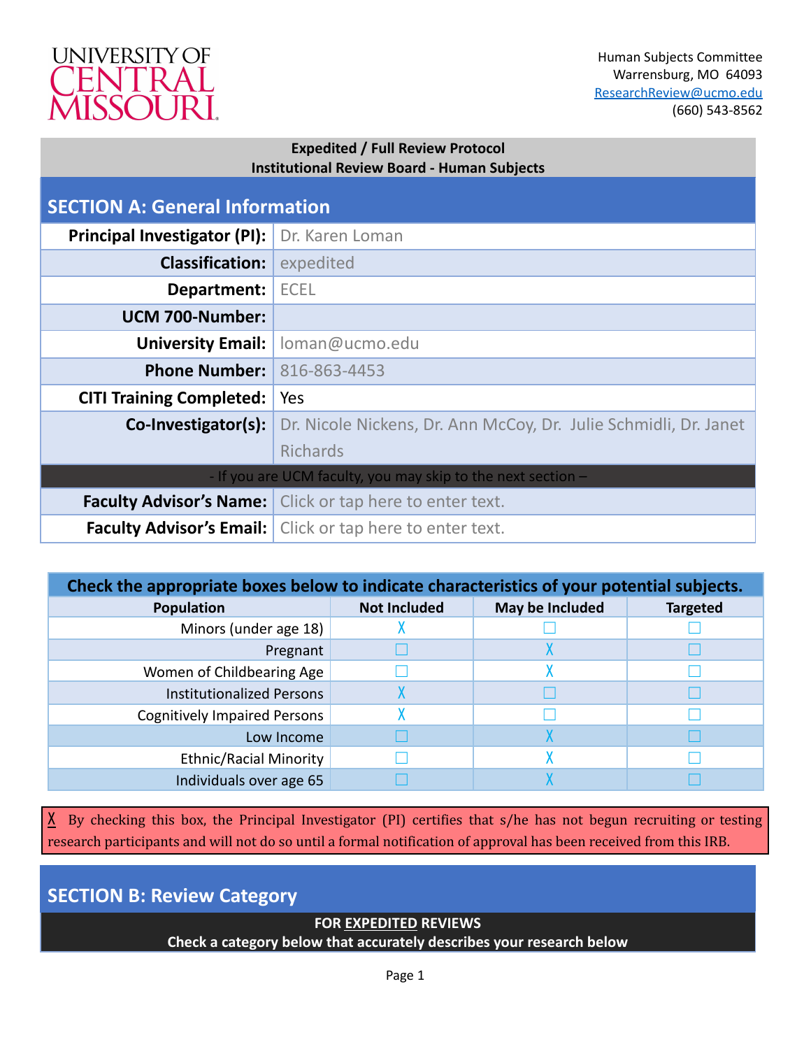UNIVERSITY OF CENTRAL MISSOURI

Human Subjects Committee
Warrensburg, MO 64093
ResearchReview@ucmo.edu
(660) 543-8562

**Expedited / Full Review Protocol**
**Institutional Review Board - Human Subjects**

## SECTION A: General Information

| | |
|---|---|
| **Principal Investigator (PI):** | Dr. Karen Loman |
| **Classification:** | expedited |
| **Department:** | ECEL |
| **UCM 700-Number:** | |
| **University Email:** | loman@ucmo.edu |
| **Phone Number:** | 816-863-4453 |
| **CITI Training Completed:** | Yes |
| **Co-Investigator(s):** | Dr. Nicole Nickens, Dr. Ann McCoy, Dr. Julie Schmidli, Dr. Janet Richards |
| - If you are UCM faculty, you may skip to the next section – | |
| **Faculty Advisor's Name:** | Click or tap here to enter text. |
| **Faculty Advisor's Email:** | Click or tap here to enter text. |

**Check the appropriate boxes below to indicate characteristics of your potential subjects.**

| Population | Not Included | May be Included | Targeted |
|---|---|---|---|
| Minors (under age 18) | X | ☐ | ☐ |
| Pregnant | ☐ | X | ☐ |
| Women of Childbearing Age | ☐ | X | ☐ |
| Institutionalized Persons | X | ☐ | ☐ |
| Cognitively Impaired Persons | X | ☐ | ☐ |
| Low Income | ☐ | X | ☐ |
| Ethnic/Racial Minority | ☐ | X | ☐ |
| Individuals over age 65 | ☐ | X | ☐ |

X By checking this box, the Principal Investigator (PI) certifies that s/he has not begun recruiting or testing research participants and will not do so until a formal notification of approval has been received from this IRB.

## SECTION B: Review Category

**FOR EXPEDITED REVIEWS**
**Check a category below that accurately describes your research below**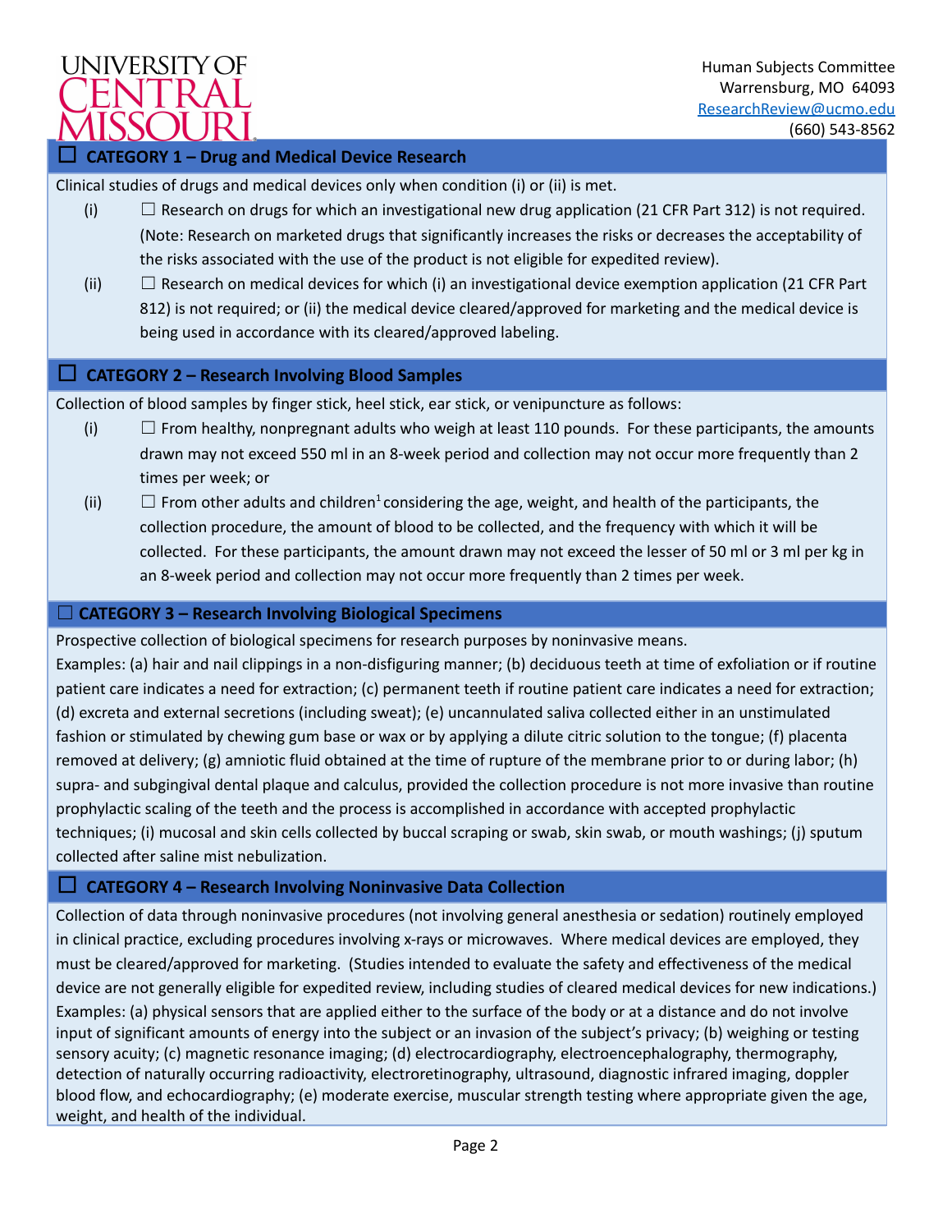Human Subjects Committee
Warrensburg, MO 64093
ResearchReview@ucmo.edu
(660) 543-8562

## ☐ CATEGORY 1 – Drug and Medical Device Research

Clinical studies of drugs and medical devices only when condition (i) or (ii) is met.

(i) ☐ Research on drugs for which an investigational new drug application (21 CFR Part 312) is not required. (Note: Research on marketed drugs that significantly increases the risks or decreases the acceptability of the risks associated with the use of the product is not eligible for expedited review).

(ii) ☐ Research on medical devices for which (i) an investigational device exemption application (21 CFR Part 812) is not required; or (ii) the medical device cleared/approved for marketing and the medical device is being used in accordance with its cleared/approved labeling.

## ☐ CATEGORY 2 – Research Involving Blood Samples

Collection of blood samples by finger stick, heel stick, ear stick, or venipuncture as follows:

(i) ☐ From healthy, nonpregnant adults who weigh at least 110 pounds. For these participants, the amounts drawn may not exceed 550 ml in an 8-week period and collection may not occur more frequently than 2 times per week; or

(ii) ☐ From other adults and children[1] considering the age, weight, and health of the participants, the collection procedure, the amount of blood to be collected, and the frequency with which it will be collected. For these participants, the amount drawn may not exceed the lesser of 50 ml or 3 ml per kg in an 8-week period and collection may not occur more frequently than 2 times per week.

## ☐ CATEGORY 3 – Research Involving Biological Specimens

Prospective collection of biological specimens for research purposes by noninvasive means.

Examples: (a) hair and nail clippings in a non-disfiguring manner; (b) deciduous teeth at time of exfoliation or if routine patient care indicates a need for extraction; (c) permanent teeth if routine patient care indicates a need for extraction; (d) excreta and external secretions (including sweat); (e) uncannulated saliva collected either in an unstimulated fashion or stimulated by chewing gum base or wax or by applying a dilute citric solution to the tongue; (f) placenta removed at delivery; (g) amniotic fluid obtained at the time of rupture of the membrane prior to or during labor; (h) supra- and subgingival dental plaque and calculus, provided the collection procedure is not more invasive than routine prophylactic scaling of the teeth and the process is accomplished in accordance with accepted prophylactic techniques; (i) mucosal and skin cells collected by buccal scraping or swab, skin swab, or mouth washings; (j) sputum collected after saline mist nebulization.

## ☐ CATEGORY 4 – Research Involving Noninvasive Data Collection

Collection of data through noninvasive procedures (not involving general anesthesia or sedation) routinely employed in clinical practice, excluding procedures involving x-rays or microwaves. Where medical devices are employed, they must be cleared/approved for marketing. (Studies intended to evaluate the safety and effectiveness of the medical device are not generally eligible for expedited review, including studies of cleared medical devices for new indications.)

Examples: (a) physical sensors that are applied either to the surface of the body or at a distance and do not involve input of significant amounts of energy into the subject or an invasion of the subject's privacy; (b) weighing or testing sensory acuity; (c) magnetic resonance imaging; (d) electrocardiography, electroencephalography, thermography, detection of naturally occurring radioactivity, electroretinography, ultrasound, diagnostic infrared imaging, doppler blood flow, and echocardiography; (e) moderate exercise, muscular strength testing where appropriate given the age, weight, and health of the individual.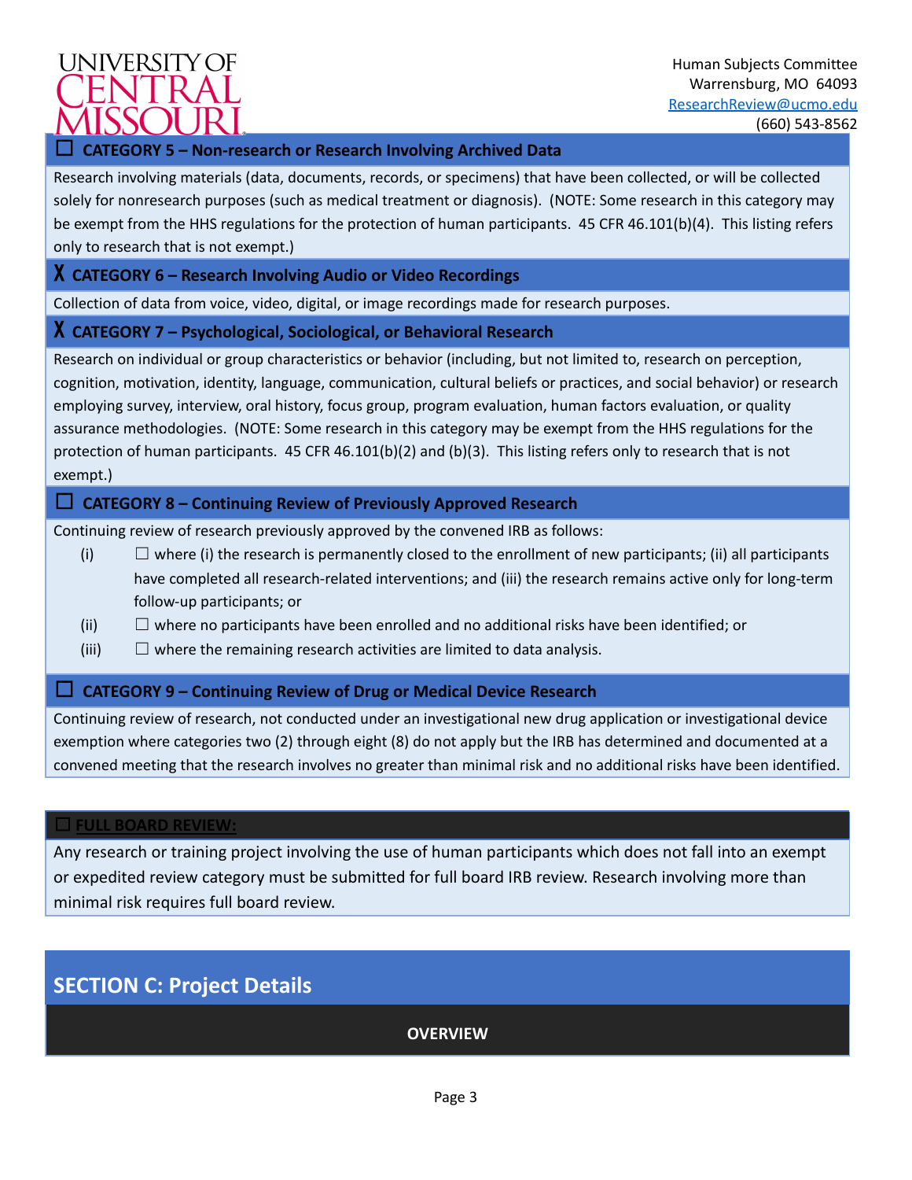University of Central Missouri

Human Subjects Committee
Warrensburg, MO 64093
ResearchReview@ucmo.edu
(660) 543-8562

### ☐ CATEGORY 5 – Non-research or Research Involving Archived Data

Research involving materials (data, documents, records, or specimens) that have been collected, or will be collected solely for nonresearch purposes (such as medical treatment or diagnosis). (NOTE: Some research in this category may be exempt from the HHS regulations for the protection of human participants. 45 CFR 46.101(b)(4). This listing refers only to research that is not exempt.)

### X CATEGORY 6 – Research Involving Audio or Video Recordings

Collection of data from voice, video, digital, or image recordings made for research purposes.

### X CATEGORY 7 – Psychological, Sociological, or Behavioral Research

Research on individual or group characteristics or behavior (including, but not limited to, research on perception, cognition, motivation, identity, language, communication, cultural beliefs or practices, and social behavior) or research employing survey, interview, oral history, focus group, program evaluation, human factors evaluation, or quality assurance methodologies. (NOTE: Some research in this category may be exempt from the HHS regulations for the protection of human participants. 45 CFR 46.101(b)(2) and (b)(3). This listing refers only to research that is not exempt.)

### ☐ CATEGORY 8 – Continuing Review of Previously Approved Research

Continuing review of research previously approved by the convened IRB as follows:

- (i) ☐ where (i) the research is permanently closed to the enrollment of new participants; (ii) all participants have completed all research-related interventions; and (iii) the research remains active only for long-term follow-up participants; or
- (ii) ☐ where no participants have been enrolled and no additional risks have been identified; or
- (iii) ☐ where the remaining research activities are limited to data analysis.

### ☐ CATEGORY 9 – Continuing Review of Drug or Medical Device Research

Continuing review of research, not conducted under an investigational new drug application or investigational device exemption where categories two (2) through eight (8) do not apply but the IRB has determined and documented at a convened meeting that the research involves no greater than minimal risk and no additional risks have been identified.

### ☐ FULL BOARD REVIEW:

Any research or training project involving the use of human participants which does not fall into an exempt or expedited review category must be submitted for full board IRB review. Research involving more than minimal risk requires full board review.

## SECTION C: Project Details

**OVERVIEW**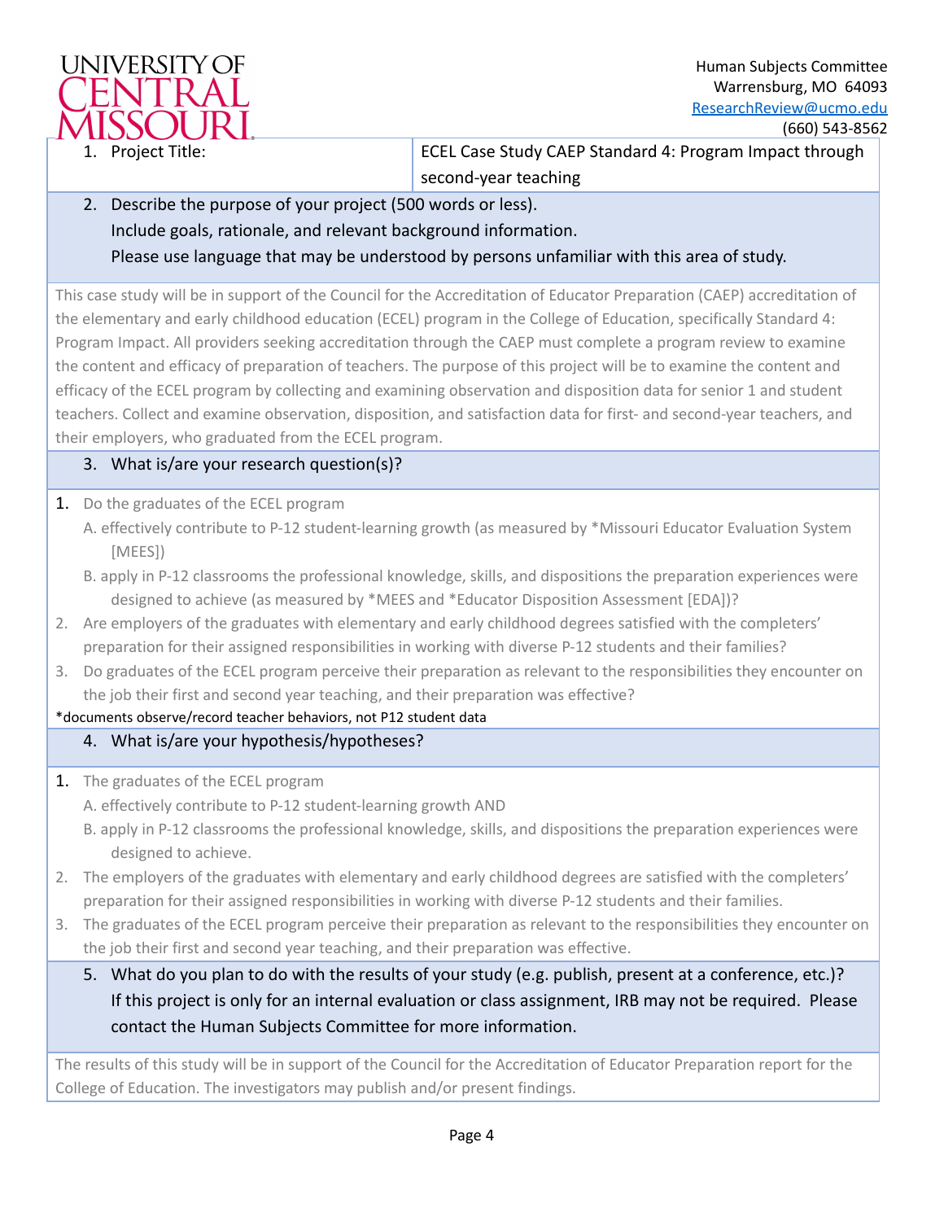UNIVERSITY OF CENTRAL MISSOURI

Human Subjects Committee
Warrensburg, MO 64093
ResearchReview@ucmo.edu
(660) 543-8562

| 1. Project Title: | ECEL Case Study CAEP Standard 4: Program Impact through second-year teaching |
|---|---|

**2. Describe the purpose of your project (500 words or less).**
**Include goals, rationale, and relevant background information.**
**Please use language that may be understood by persons unfamiliar with this area of study.**

This case study will be in support of the Council for the Accreditation of Educator Preparation (CAEP) accreditation of the elementary and early childhood education (ECEL) program in the College of Education, specifically Standard 4: Program Impact. All providers seeking accreditation through the CAEP must complete a program review to examine the content and efficacy of preparation of teachers. The purpose of this project will be to examine the content and efficacy of the ECEL program by collecting and examining observation and disposition data for senior 1 and student teachers. Collect and examine observation, disposition, and satisfaction data for first- and second-year teachers, and their employers, who graduated from the ECEL program.

**3. What is/are your research question(s)?**

1. Do the graduates of the ECEL program
   A. effectively contribute to P-12 student-learning growth (as measured by *Missouri Educator Evaluation System [MEES])
   B. apply in P-12 classrooms the professional knowledge, skills, and dispositions the preparation experiences were designed to achieve (as measured by *MEES and *Educator Disposition Assessment [EDA])?
2. Are employers of the graduates with elementary and early childhood degrees satisfied with the completers' preparation for their assigned responsibilities in working with diverse P-12 students and their families?
3. Do graduates of the ECEL program perceive their preparation as relevant to the responsibilities they encounter on the job their first and second year teaching, and their preparation was effective?

*documents observe/record teacher behaviors, not P12 student data

**4. What is/are your hypothesis/hypotheses?**

1. The graduates of the ECEL program
   A. effectively contribute to P-12 student-learning growth AND
   B. apply in P-12 classrooms the professional knowledge, skills, and dispositions the preparation experiences were designed to achieve.
2. The employers of the graduates with elementary and early childhood degrees are satisfied with the completers' preparation for their assigned responsibilities in working with diverse P-12 students and their families.
3. The graduates of the ECEL program perceive their preparation as relevant to the responsibilities they encounter on the job their first and second year teaching, and their preparation was effective.

**5. What do you plan to do with the results of your study (e.g. publish, present at a conference, etc.)? If this project is only for an internal evaluation or class assignment, IRB may not be required. Please contact the Human Subjects Committee for more information.**

The results of this study will be in support of the Council for the Accreditation of Educator Preparation report for the College of Education. The investigators may publish and/or present findings.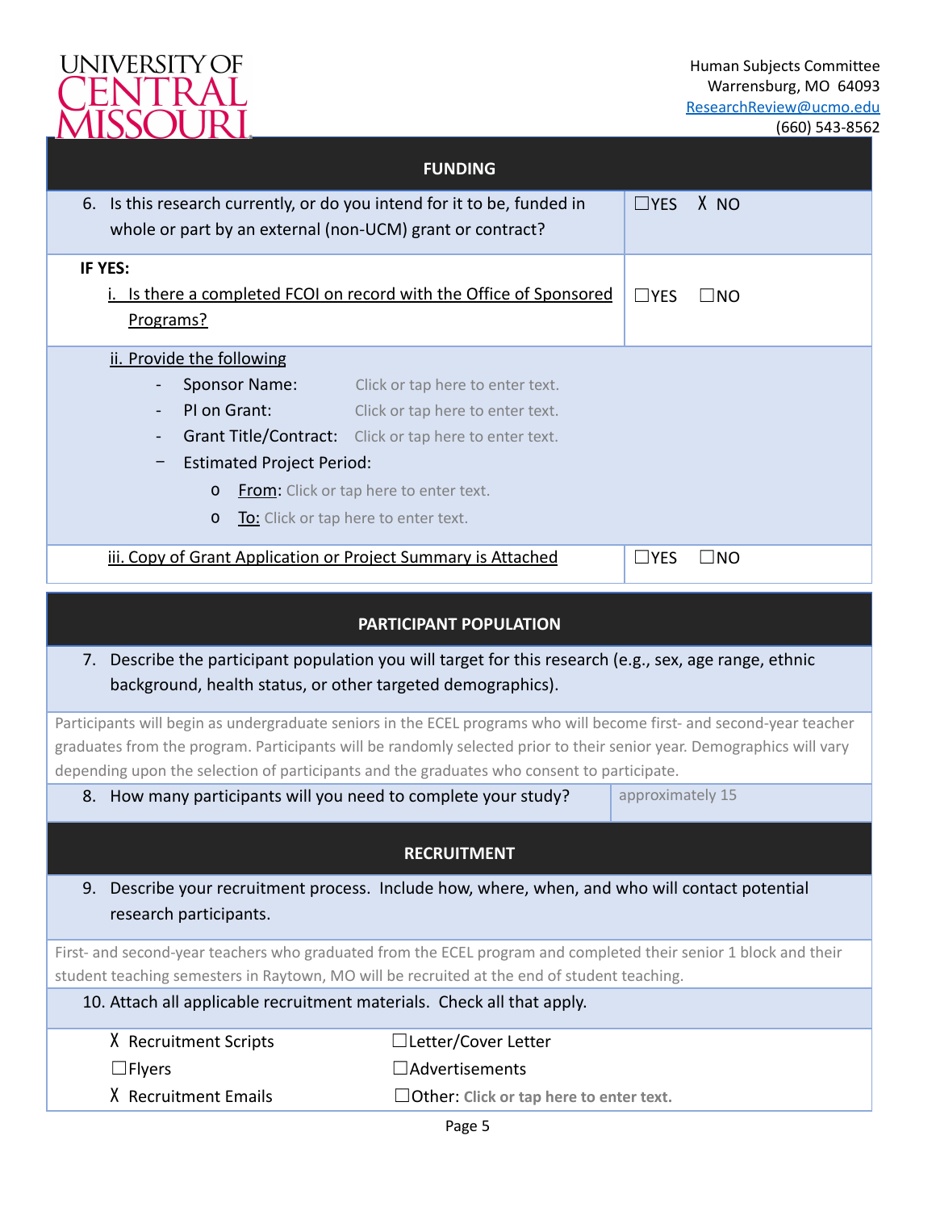## FUNDING

| | |
|---|---|
| 6. Is this research currently, or do you intend for it to be, funded in whole or part by an external (non-UCM) grant or contract? | ☐YES ☒ NO |
| **IF YES:**<br>i. Is there a completed FCOI on record with the Office of Sponsored Programs? | ☐YES ☐NO |

ii. Provide the following

- Sponsor Name: Click or tap here to enter text.
- PI on Grant: Click or tap here to enter text.
- Grant Title/Contract: Click or tap here to enter text.
- Estimated Project Period:
  - From: Click or tap here to enter text.
  - To: Click or tap here to enter text.

| | |
|---|---|
| iii. Copy of Grant Application or Project Summary is Attached | ☐YES ☐NO |

## PARTICIPANT POPULATION

7. Describe the participant population you will target for this research (e.g., sex, age range, ethnic background, health status, or other targeted demographics).

Participants will begin as undergraduate seniors in the ECEL programs who will become first- and second-year teacher graduates from the program. Participants will be randomly selected prior to their senior year. Demographics will vary depending upon the selection of participants and the graduates who consent to participate.

| | |
|---|---|
| 8. How many participants will you need to complete your study? | approximately 15 |

## RECRUITMENT

9. Describe your recruitment process. Include how, where, when, and who will contact potential research participants.

First- and second-year teachers who graduated from the ECEL program and completed their senior 1 block and their student teaching semesters in Raytown, MO will be recruited at the end of student teaching.

10. Attach all applicable recruitment materials. Check all that apply.

| | |
|---|---|
| ☒ Recruitment Scripts | ☐Letter/Cover Letter |
| ☐Flyers | ☐Advertisements |
| ☒ Recruitment Emails | ☐Other: Click or tap here to enter text. |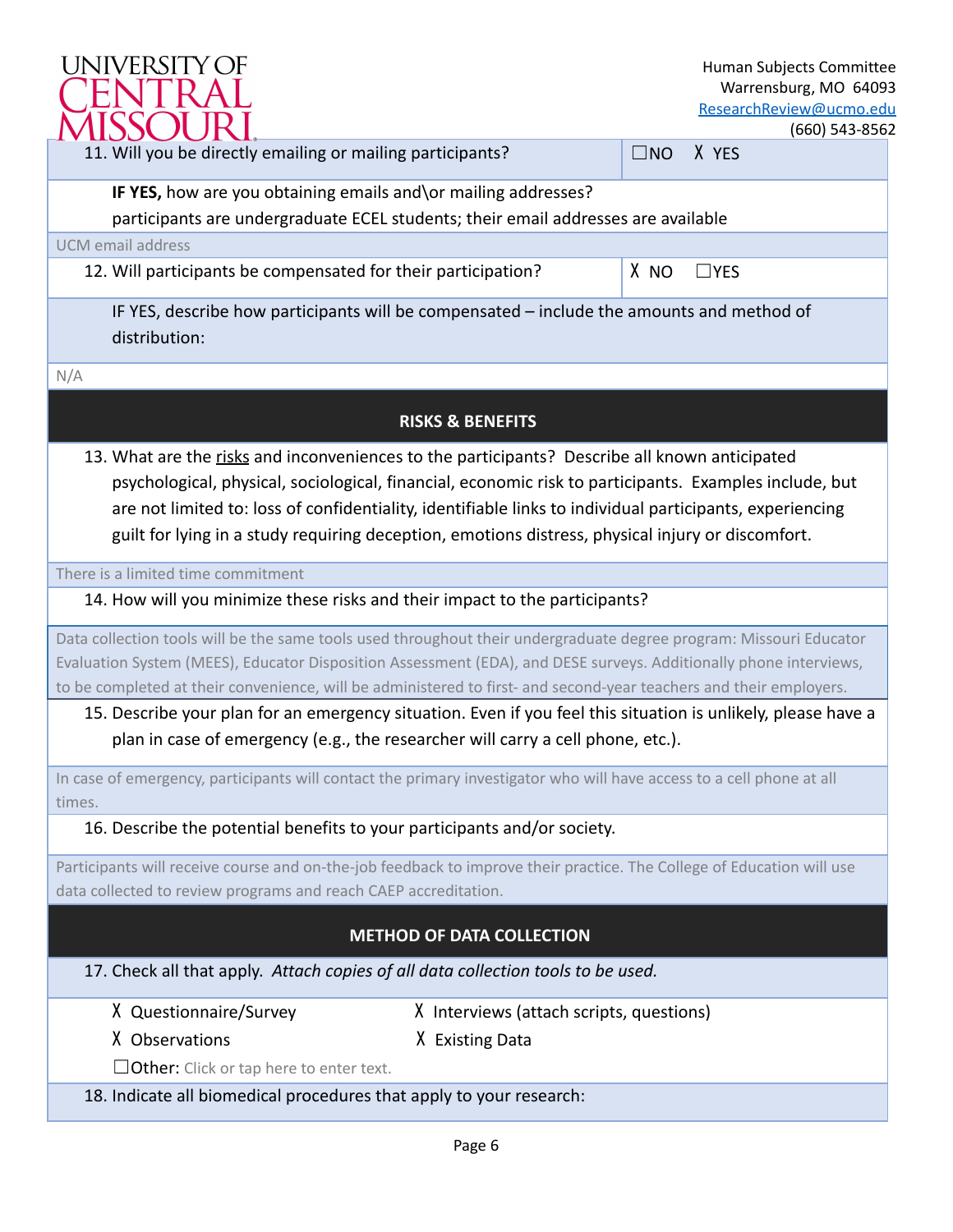11. Will you be directly emailing or mailing participants? ☐NO X YES

**IF YES,** how are you obtaining emails and\or mailing addresses?
participants are undergraduate ECEL students; their email addresses are available

UCM email address

12. Will participants be compensated for their participation? X NO ☐YES

IF YES, describe how participants will be compensated – include the amounts and method of distribution:

N/A

## RISKS & BENEFITS

13. What are the risks and inconveniences to the participants? Describe all known anticipated psychological, physical, sociological, financial, economic risk to participants. Examples include, but are not limited to: loss of confidentiality, identifiable links to individual participants, experiencing guilt for lying in a study requiring deception, emotions distress, physical injury or discomfort.

There is a limited time commitment

14. How will you minimize these risks and their impact to the participants?

Data collection tools will be the same tools used throughout their undergraduate degree program: Missouri Educator Evaluation System (MEES), Educator Disposition Assessment (EDA), and DESE surveys. Additionally phone interviews, to be completed at their convenience, will be administered to first- and second-year teachers and their employers.

15. Describe your plan for an emergency situation. Even if you feel this situation is unlikely, please have a plan in case of emergency (e.g., the researcher will carry a cell phone, etc.).

In case of emergency, participants will contact the primary investigator who will have access to a cell phone at all times.

16. Describe the potential benefits to your participants and/or society.

Participants will receive course and on-the-job feedback to improve their practice. The College of Education will use data collected to review programs and reach CAEP accreditation.

## METHOD OF DATA COLLECTION

17. Check all that apply. *Attach copies of all data collection tools to be used.*

X Questionnaire/Survey
X Interviews (attach scripts, questions)
X Observations
X Existing Data
☐Other: Click or tap here to enter text.

18. Indicate all biomedical procedures that apply to your research: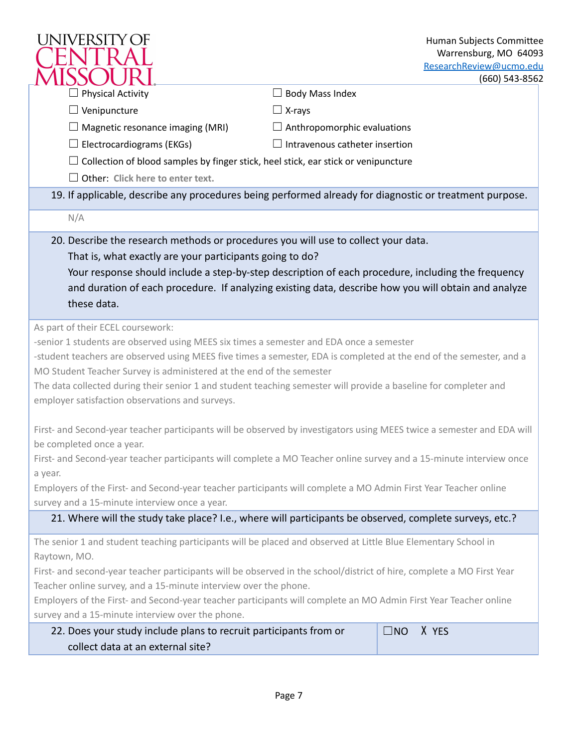☐ Physical Activity ☐ Body Mass Index

☐ Venipuncture ☐ X-rays

☐ Magnetic resonance imaging (MRI) ☐ Anthropomorphic evaluations

☐ Electrocardiograms (EKGs) ☐ Intravenous catheter insertion

☐ Collection of blood samples by finger stick, heel stick, ear stick or venipuncture

☐ Other: Click here to enter text.

19. If applicable, describe any procedures being performed already for diagnostic or treatment purpose.

N/A

20. Describe the research methods or procedures you will use to collect your data.
That is, what exactly are your participants going to do?
Your response should include a step-by-step description of each procedure, including the frequency and duration of each procedure. If analyzing existing data, describe how you will obtain and analyze these data.

As part of their ECEL coursework:
-senior 1 students are observed using MEES six times a semester and EDA once a semester
-student teachers are observed using MEES five times a semester, EDA is completed at the end of the semester, and a MO Student Teacher Survey is administered at the end of the semester
The data collected during their senior 1 and student teaching semester will provide a baseline for completer and employer satisfaction observations and surveys.

First- and Second-year teacher participants will be observed by investigators using MEES twice a semester and EDA will be completed once a year.
First- and Second-year teacher participants will complete a MO Teacher online survey and a 15-minute interview once a year.
Employers of the First- and Second-year teacher participants will complete a MO Admin First Year Teacher online survey and a 15-minute interview once a year.

21. Where will the study take place? I.e., where will participants be observed, complete surveys, etc.?

The senior 1 and student teaching participants will be placed and observed at Little Blue Elementary School in Raytown, MO.
First- and second-year teacher participants will be observed in the school/district of hire, complete a MO First Year Teacher online survey, and a 15-minute interview over the phone.
Employers of the First- and Second-year teacher participants will complete an MO Admin First Year Teacher online survey and a 15-minute interview over the phone.

| 22. Does your study include plans to recruit participants from or collect data at an external site? | ☐NO X YES |
|---|---|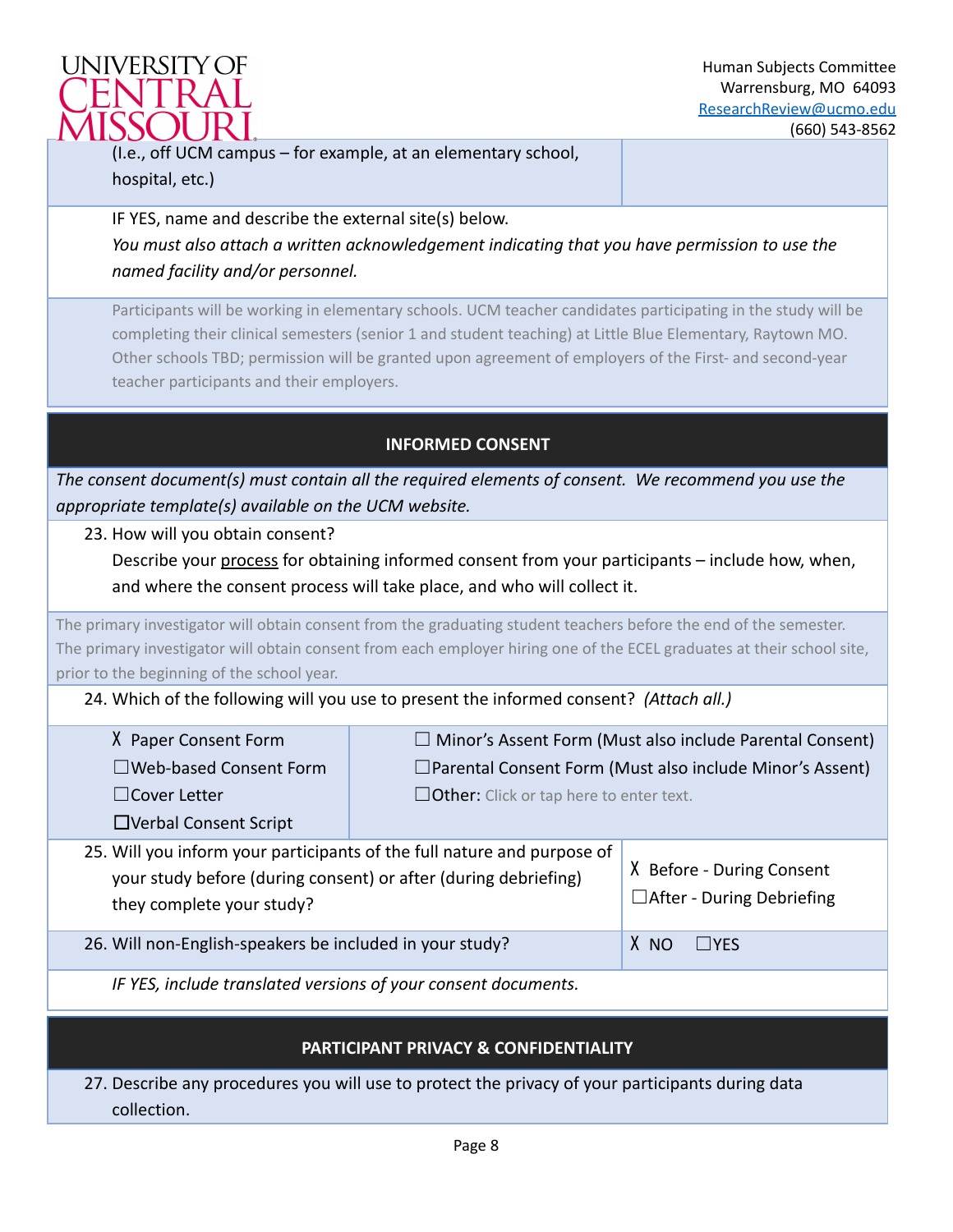(I.e., off UCM campus – for example, at an elementary school, hospital, etc.)

IF YES, name and describe the external site(s) below.

*You must also attach a written acknowledgement indicating that you have permission to use the named facility and/or personnel.*

Participants will be working in elementary schools. UCM teacher candidates participating in the study will be completing their clinical semesters (senior 1 and student teaching) at Little Blue Elementary, Raytown MO. Other schools TBD; permission will be granted upon agreement of employers of the First- and second-year teacher participants and their employers.

## INFORMED CONSENT

*The consent document(s) must contain all the required elements of consent. We recommend you use the appropriate template(s) available on the UCM website.*

23. How will you obtain consent?

Describe your process for obtaining informed consent from your participants – include how, when, and where the consent process will take place, and who will collect it.

The primary investigator will obtain consent from the graduating student teachers before the end of the semester. The primary investigator will obtain consent from each employer hiring one of the ECEL graduates at their school site, prior to the beginning of the school year.

24. Which of the following will you use to present the informed consent? *(Attach all.)*

| | |
|---|---|
| X Paper Consent Form | ☐ Minor's Assent Form (Must also include Parental Consent) |
| ☐ Web-based Consent Form | ☐ Parental Consent Form (Must also include Minor's Assent) |
| ☐ Cover Letter | ☐ Other: Click or tap here to enter text. |
| ☐ Verbal Consent Script | |

| | |
|---|---|
| 25. Will you inform your participants of the full nature and purpose of your study before (during consent) or after (during debriefing) they complete your study? | X Before - During Consent<br>☐ After - During Debriefing |
| 26. Will non-English-speakers be included in your study? | X NO ☐ YES |

*IF YES, include translated versions of your consent documents.*

## PARTICIPANT PRIVACY & CONFIDENTIALITY

27. Describe any procedures you will use to protect the privacy of your participants during data collection.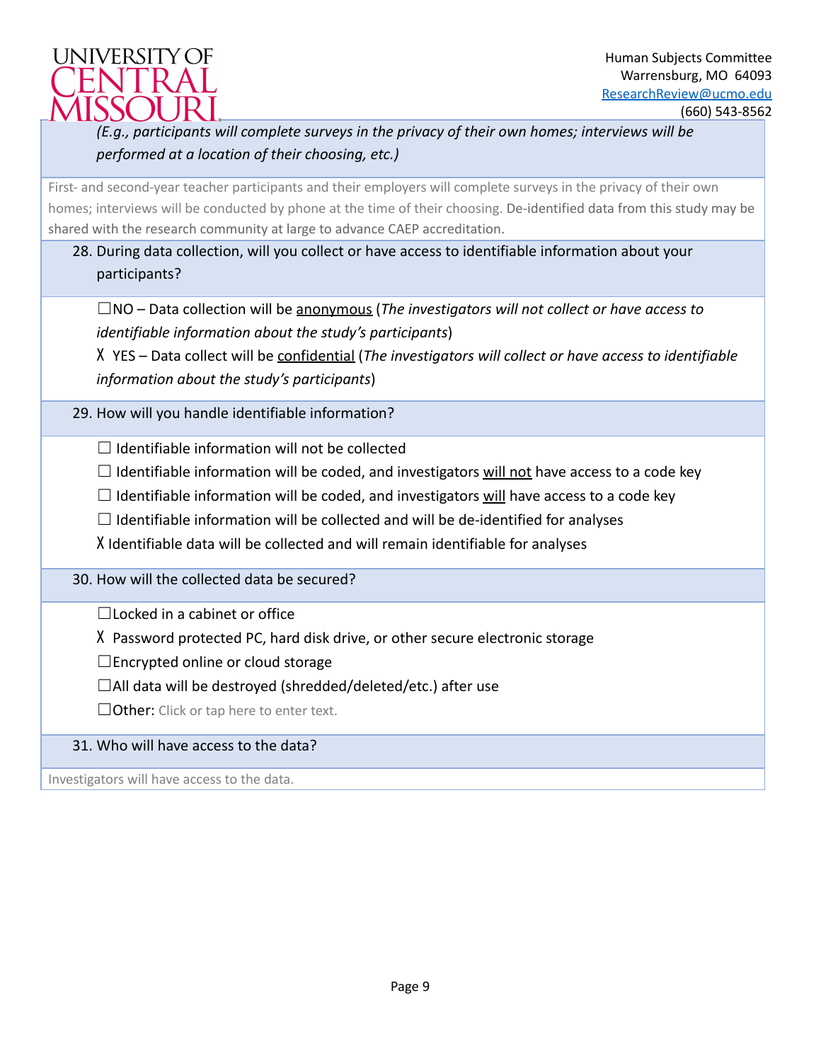*(E.g., participants will complete surveys in the privacy of their own homes; interviews will be performed at a location of their choosing, etc.)*

First- and second-year teacher participants and their employers will complete surveys in the privacy of their own homes; interviews will be conducted by phone at the time of their choosing. De-identified data from this study may be shared with the research community at large to advance CAEP accreditation.

28. During data collection, will you collect or have access to identifiable information about your participants?

☐NO – Data collection will be anonymous (*The investigators will not collect or have access to identifiable information about the study's participants*)

☓ YES – Data collect will be confidential (*The investigators will collect or have access to identifiable information about the study's participants*)

29. How will you handle identifiable information?

☐ Identifiable information will not be collected

☐ Identifiable information will be coded, and investigators will not have access to a code key

☐ Identifiable information will be coded, and investigators will have access to a code key

☐ Identifiable information will be collected and will be de-identified for analyses

☓ Identifiable data will be collected and will remain identifiable for analyses

30. How will the collected data be secured?

☐Locked in a cabinet or office

☓ Password protected PC, hard disk drive, or other secure electronic storage

☐Encrypted online or cloud storage

☐All data will be destroyed (shredded/deleted/etc.) after use

☐Other: Click or tap here to enter text.

31. Who will have access to the data?

Investigators will have access to the data.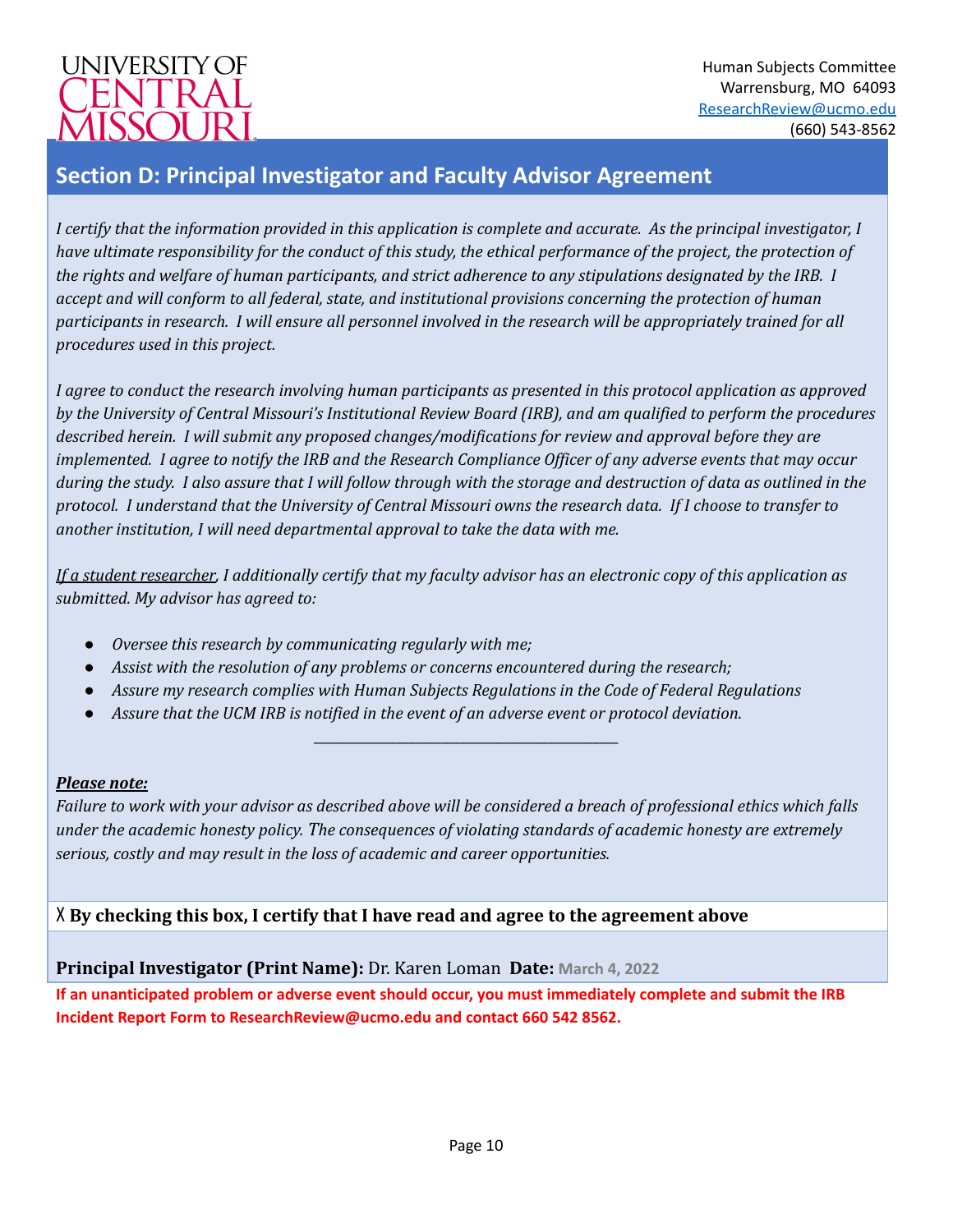UNIVERSITY OF CENTRAL MISSOURI

Human Subjects Committee
Warrensburg, MO 64093
ResearchReview@ucmo.edu
(660) 543-8562

## Section D: Principal Investigator and Faculty Advisor Agreement

*I certify that the information provided in this application is complete and accurate. As the principal investigator, I have ultimate responsibility for the conduct of this study, the ethical performance of the project, the protection of the rights and welfare of human participants, and strict adherence to any stipulations designated by the IRB. I accept and will conform to all federal, state, and institutional provisions concerning the protection of human participants in research. I will ensure all personnel involved in the research will be appropriately trained for all procedures used in this project.*

*I agree to conduct the research involving human participants as presented in this protocol application as approved by the University of Central Missouri's Institutional Review Board (IRB), and am qualified to perform the procedures described herein. I will submit any proposed changes/modifications for review and approval before they are implemented. I agree to notify the IRB and the Research Compliance Officer of any adverse events that may occur during the study. I also assure that I will follow through with the storage and destruction of data as outlined in the protocol. I understand that the University of Central Missouri owns the research data. If I choose to transfer to another institution, I will need departmental approval to take the data with me.*

*<u>If a student researcher</u>, I additionally certify that my faculty advisor has an electronic copy of this application as submitted. My advisor has agreed to:*

- *Oversee this research by communicating regularly with me;*
- *Assist with the resolution of any problems or concerns encountered during the research;*
- *Assure my research complies with Human Subjects Regulations in the Code of Federal Regulations*
- *Assure that the UCM IRB is notified in the event of an adverse event or protocol deviation.*

---

***<u>Please note:</u>***
*Failure to work with your advisor as described above will be considered a breach of professional ethics which falls under the academic honesty policy. The consequences of violating standards of academic honesty are extremely serious, costly and may result in the loss of academic and career opportunities.*

X **By checking this box, I certify that I have read and agree to the agreement above**

**Principal Investigator (Print Name):** Dr. Karen Loman **Date:** March 4, 2022

**If an unanticipated problem or adverse event should occur, you must immediately complete and submit the IRB Incident Report Form to ResearchReview@ucmo.edu and contact 660 542 8562.**